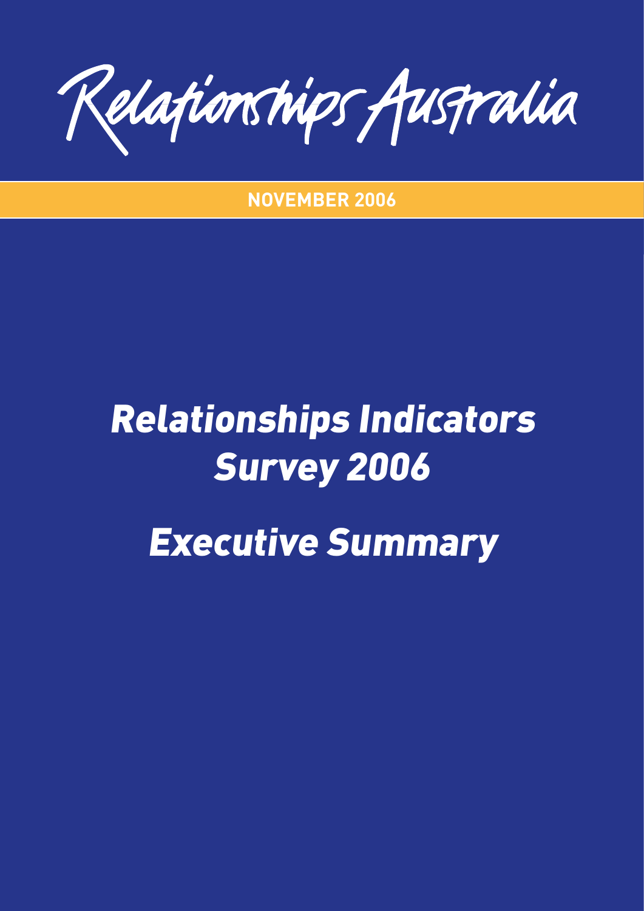Relationships Australia

NOVEMBER 2006

# *Relationships Indicators Survey 2006*

# *Executive Summary*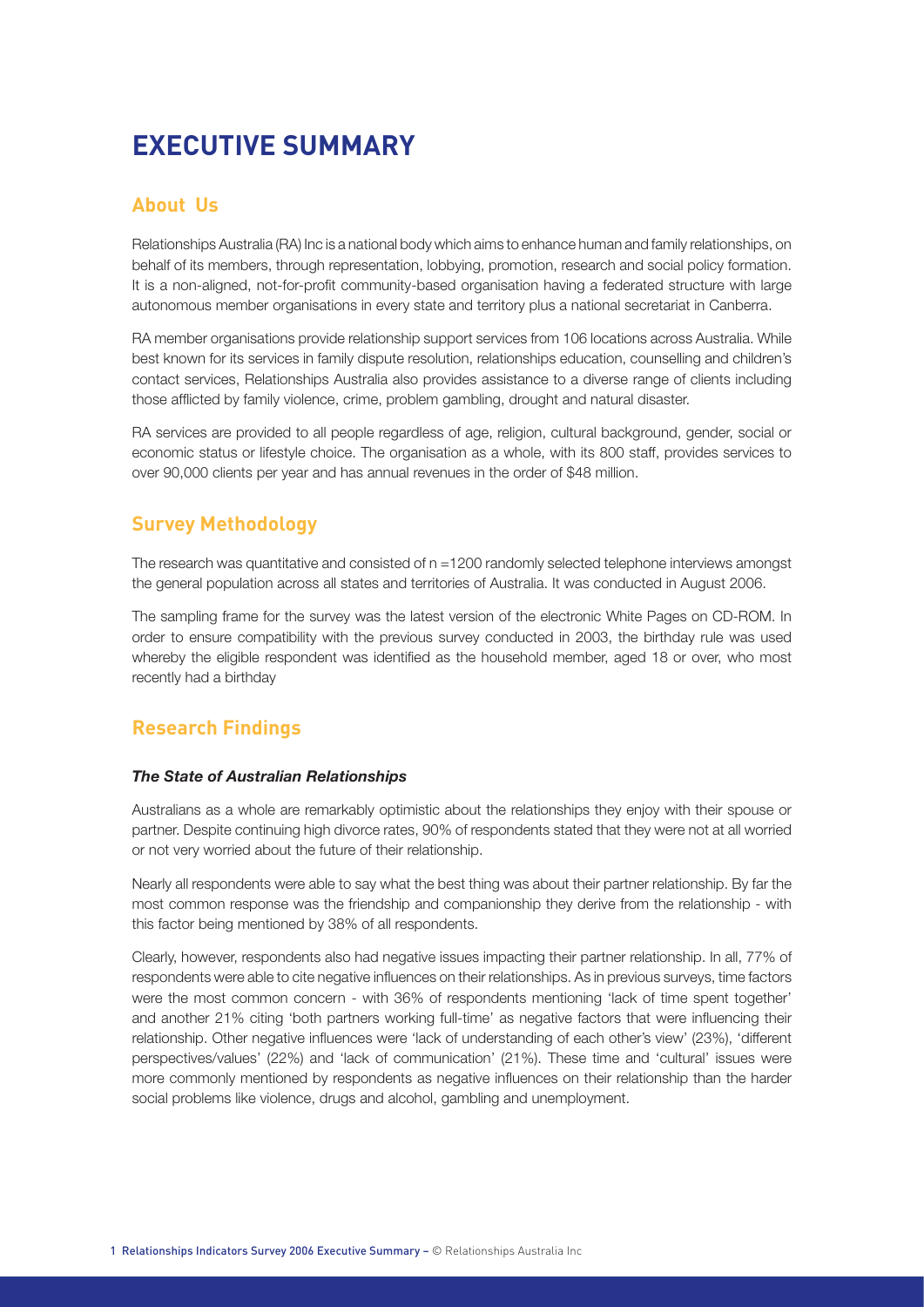# EXECUTIVE SUMMARY

## About Us

Relationships Australia (RA) Inc is a national body which aims to enhance human and family relationships, on behalf of its members, through representation, lobbying, promotion, research and social policy formation. It is a non-aligned, not-for-profit community-based organisation having a federated structure with large autonomous member organisations in every state and territory plus a national secretariat in Canberra.

RA member organisations provide relationship support services from 106 locations across Australia. While best known for its services in family dispute resolution, relationships education, counselling and children's contact services, Relationships Australia also provides assistance to a diverse range of clients including those afflicted by family violence, crime, problem gambling, drought and natural disaster.

RA services are provided to all people regardless of age, religion, cultural background, gender, social or economic status or lifestyle choice. The organisation as a whole, with its 800 staff, provides services to over 90,000 clients per year and has annual revenues in the order of $48 million.

## Survey Methodology

The research was quantitative and consisted of n =1200 randomly selected telephone interviews amongst the general population across all states and territories of Australia. It was conducted in August 2006.

The sampling frame for the survey was the latest version of the electronic White Pages on CD-ROM. In order to ensure compatibility with the previous survey conducted in 2003, the birthday rule was used whereby the eligible respondent was identified as the household member, aged 18 or over, who most recently had a birthday

## Research Findings

### *The State of Australian Relationships*

Australians as a whole are remarkably optimistic about the relationships they enjoy with their spouse or partner. Despite continuing high divorce rates, 90% of respondents stated that they were not at all worried or not very worried about the future of their relationship.

Nearly all respondents were able to say what the best thing was about their partner relationship. By far the most common response was the friendship and companionship they derive from the relationship - with this factor being mentioned by 38% of all respondents.

Clearly, however, respondents also had negative issues impacting their partner relationship. In all, 77% of respondents were able to cite negative influences on their relationships. As in previous surveys, time factors were the most common concern - with 36% of respondents mentioning 'lack of time spent together' and another 21% citing 'both partners working full-time' as negative factors that were influencing their relationship. Other negative influences were 'lack of understanding of each other's view' (23%), 'different perspectives/values' (22%) and 'lack of communication' (21%). These time and 'cultural' issues were more commonly mentioned by respondents as negative influences on their relationship than the harder social problems like violence, drugs and alcohol, gambling and unemployment.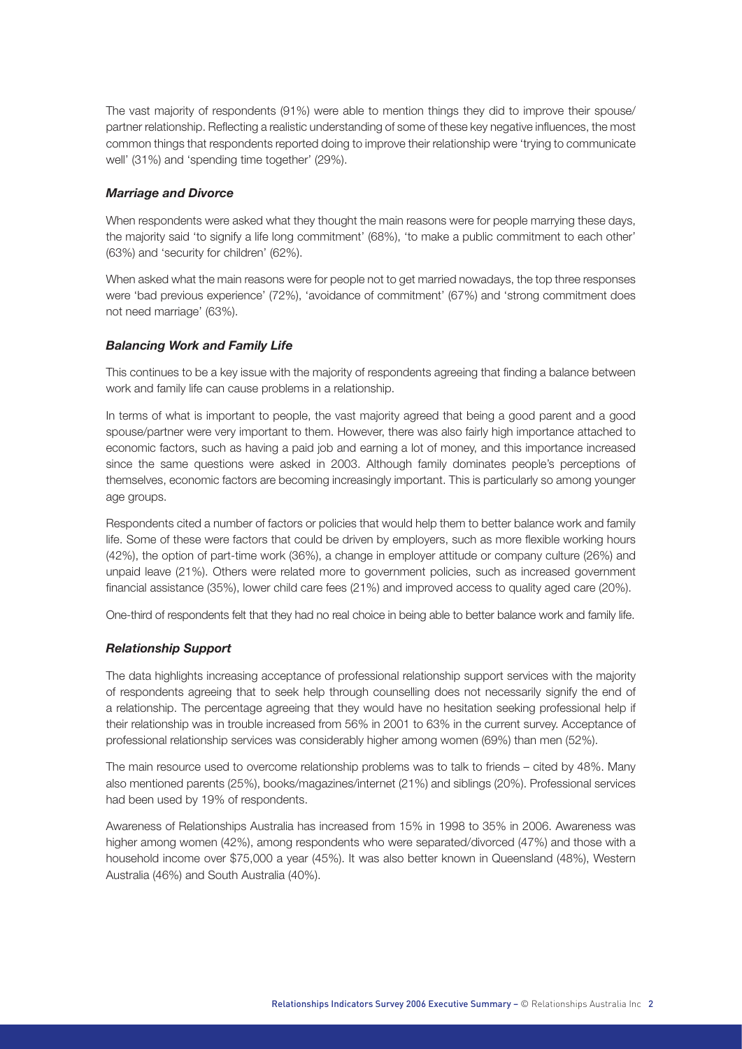The vast majority of respondents (91%) were able to mention things they did to improve their spouse/partner relationship. Reflecting a realistic understanding of some of these key negative influences, the most common things that respondents reported doing to improve their relationship were 'trying to communicate well' (31%) and 'spending time together' (29%).

### *Marriage and Divorce*

When respondents were asked what they thought the main reasons were for people marrying these days, the majority said 'to signify a life long commitment' (68%), 'to make a public commitment to each other' (63%) and 'security for children' (62%).

When asked what the main reasons were for people not to get married nowadays, the top three responses were 'bad previous experience' (72%), 'avoidance of commitment' (67%) and 'strong commitment does not need marriage' (63%).

### *Balancing Work and Family Life*

This continues to be a key issue with the majority of respondents agreeing that finding a balance between work and family life can cause problems in a relationship.

In terms of what is important to people, the vast majority agreed that being a good parent and a good spouse/partner were very important to them. However, there was also fairly high importance attached to economic factors, such as having a paid job and earning a lot of money, and this importance increased since the same questions were asked in 2003. Although family dominates people's perceptions of themselves, economic factors are becoming increasingly important. This is particularly so among younger age groups.

Respondents cited a number of factors or policies that would help them to better balance work and family life. Some of these were factors that could be driven by employers, such as more flexible working hours (42%), the option of part-time work (36%), a change in employer attitude or company culture (26%) and unpaid leave (21%). Others were related more to government policies, such as increased government financial assistance (35%), lower child care fees (21%) and improved access to quality aged care (20%).

One-third of respondents felt that they had no real choice in being able to better balance work and family life.

### *Relationship Support*

The data highlights increasing acceptance of professional relationship support services with the majority of respondents agreeing that to seek help through counselling does not necessarily signify the end of a relationship. The percentage agreeing that they would have no hesitation seeking professional help if their relationship was in trouble increased from 56% in 2001 to 63% in the current survey. Acceptance of professional relationship services was considerably higher among women (69%) than men (52%).

The main resource used to overcome relationship problems was to talk to friends – cited by 48%. Many also mentioned parents (25%), books/magazines/internet (21%) and siblings (20%). Professional services had been used by 19% of respondents.

Awareness of Relationships Australia has increased from 15% in 1998 to 35% in 2006. Awareness was higher among women (42%), among respondents who were separated/divorced (47%) and those with a household income over $75,000 a year (45%). It was also better known in Queensland (48%), Western Australia (46%) and South Australia (40%).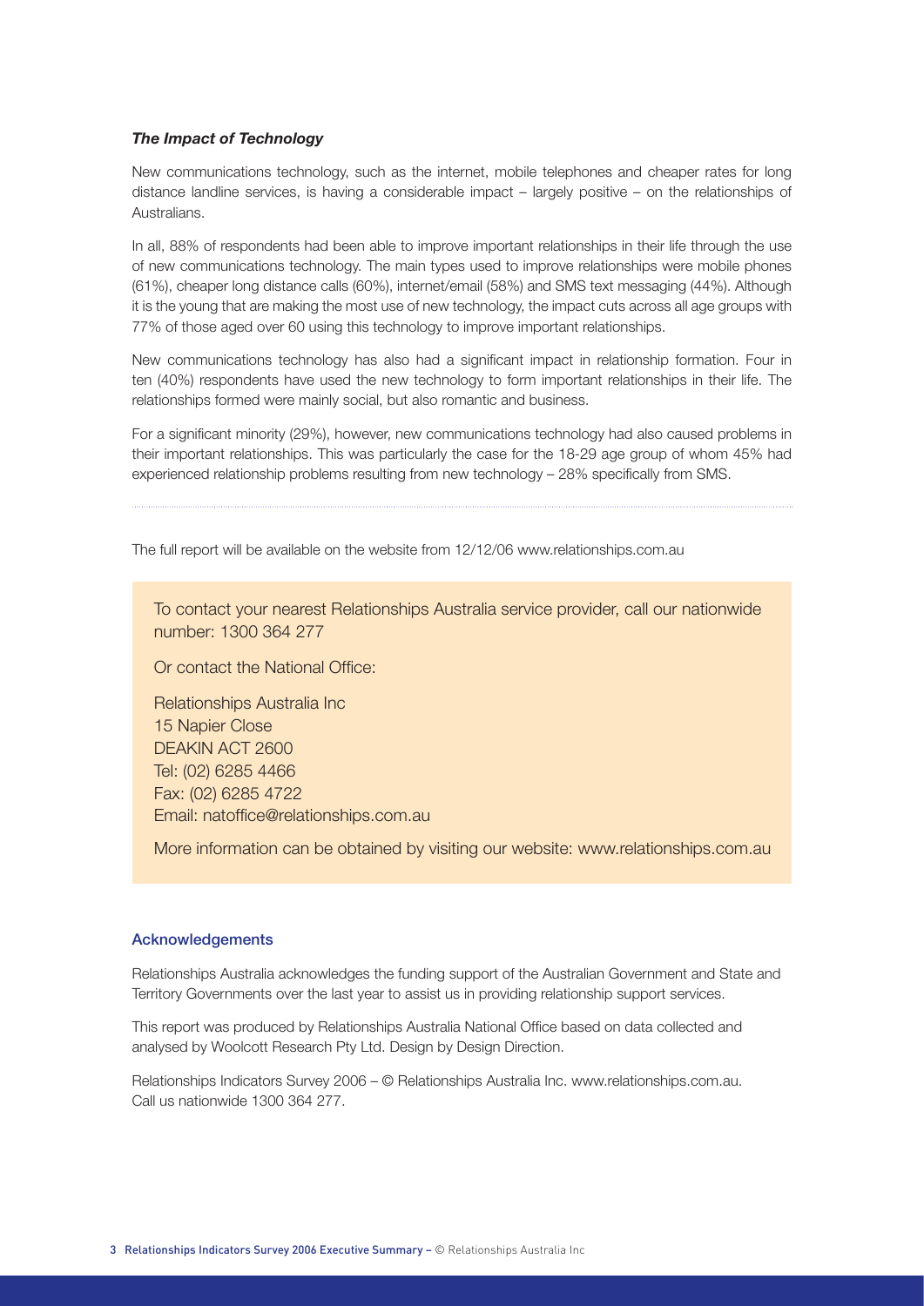***The Impact of Technology***

New communications technology, such as the internet, mobile telephones and cheaper rates for long distance landline services, is having a considerable impact – largely positive – on the relationships of Australians.

In all, 88% of respondents had been able to improve important relationships in their life through the use of new communications technology. The main types used to improve relationships were mobile phones (61%), cheaper long distance calls (60%), internet/email (58%) and SMS text messaging (44%). Although it is the young that are making the most use of new technology, the impact cuts across all age groups with 77% of those aged over 60 using this technology to improve important relationships.

New communications technology has also had a significant impact in relationship formation. Four in ten (40%) respondents have used the new technology to form important relationships in their life. The relationships formed were mainly social, but also romantic and business.

For a significant minority (29%), however, new communications technology had also caused problems in their important relationships. This was particularly the case for the 18-29 age group of whom 45% had experienced relationship problems resulting from new technology – 28% specifically from SMS.

---

The full report will be available on the website from 12/12/06 www.relationships.com.au

To contact your nearest Relationships Australia service provider, call our nationwide number: 1300 364 277

Or contact the National Office:

Relationships Australia Inc
15 Napier Close
DEAKIN ACT 2600
Tel: (02) 6285 4466
Fax: (02) 6285 4722
Email: natoffice@relationships.com.au

More information can be obtained by visiting our website: www.relationships.com.au

### Acknowledgements

Relationships Australia acknowledges the funding support of the Australian Government and State and Territory Governments over the last year to assist us in providing relationship support services.

This report was produced by Relationships Australia National Office based on data collected and analysed by Woolcott Research Pty Ltd. Design by Design Direction.

Relationships Indicators Survey 2006 – © Relationships Australia Inc. www.relationships.com.au.
Call us nationwide 1300 364 277.